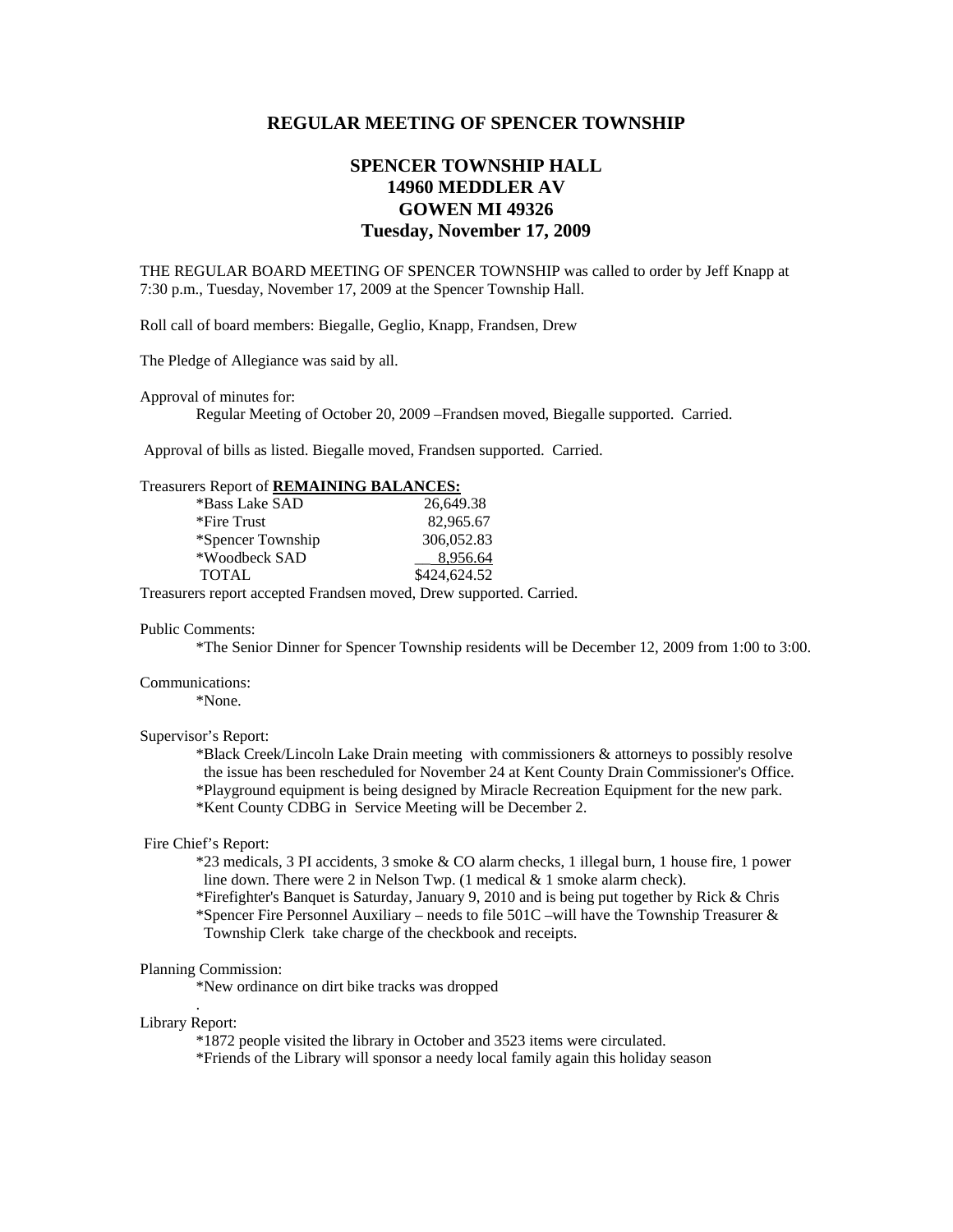## REGULAR MEETING OF SPENCER TOWNSHIP

### SPENCER TOWNSHIP HALL
### 14960 MEDDLER AV
### GOWEN MI 49326
### Tuesday, November 17, 2009

THE REGULAR BOARD MEETING OF SPENCER TOWNSHIP was called to order by Jeff Knapp at 7:30 p.m., Tuesday, November 17, 2009 at the Spencer Township Hall.

Roll call of board members: Biegalle, Geglio, Knapp, Frandsen, Drew

The Pledge of Allegiance was said by all.

Approval of minutes for:

Regular Meeting of October 20, 2009 –Frandsen moved, Biegalle supported. Carried.

Approval of bills as listed. Biegalle moved, Frandsen supported. Carried.

Treasurers Report of **REMAINING BALANCES:**

| | |
|---|---|
| *Bass Lake SAD | 26,649.38 |
| *Fire Trust | 82,965.67 |
| *Spencer Township | 306,052.83 |
| *Woodbeck SAD | 8,956.64 |
| TOTAL | $424,624.52 |

Treasurers report accepted Frandsen moved, Drew supported. Carried.

Public Comments:

*The Senior Dinner for Spencer Township residents will be December 12, 2009 from 1:00 to 3:00.

Communications:

*None.

Supervisor's Report:

*Black Creek/Lincoln Lake Drain meeting with commissioners & attorneys to possibly resolve the issue has been rescheduled for November 24 at Kent County Drain Commissioner's Office.
*Playground equipment is being designed by Miracle Recreation Equipment for the new park.
*Kent County CDBG in Service Meeting will be December 2.

Fire Chief's Report:

*23 medicals, 3 PI accidents, 3 smoke & CO alarm checks, 1 illegal burn, 1 house fire, 1 power line down. There were 2 in Nelson Twp. (1 medical & 1 smoke alarm check).
*Firefighter's Banquet is Saturday, January 9, 2010 and is being put together by Rick & Chris
*Spencer Fire Personnel Auxiliary – needs to file 501C –will have the Township Treasurer & Township Clerk take charge of the checkbook and receipts.

Planning Commission:

*New ordinance on dirt bike tracks was dropped

.

Library Report:

*1872 people visited the library in October and 3523 items were circulated.
*Friends of the Library will sponsor a needy local family again this holiday season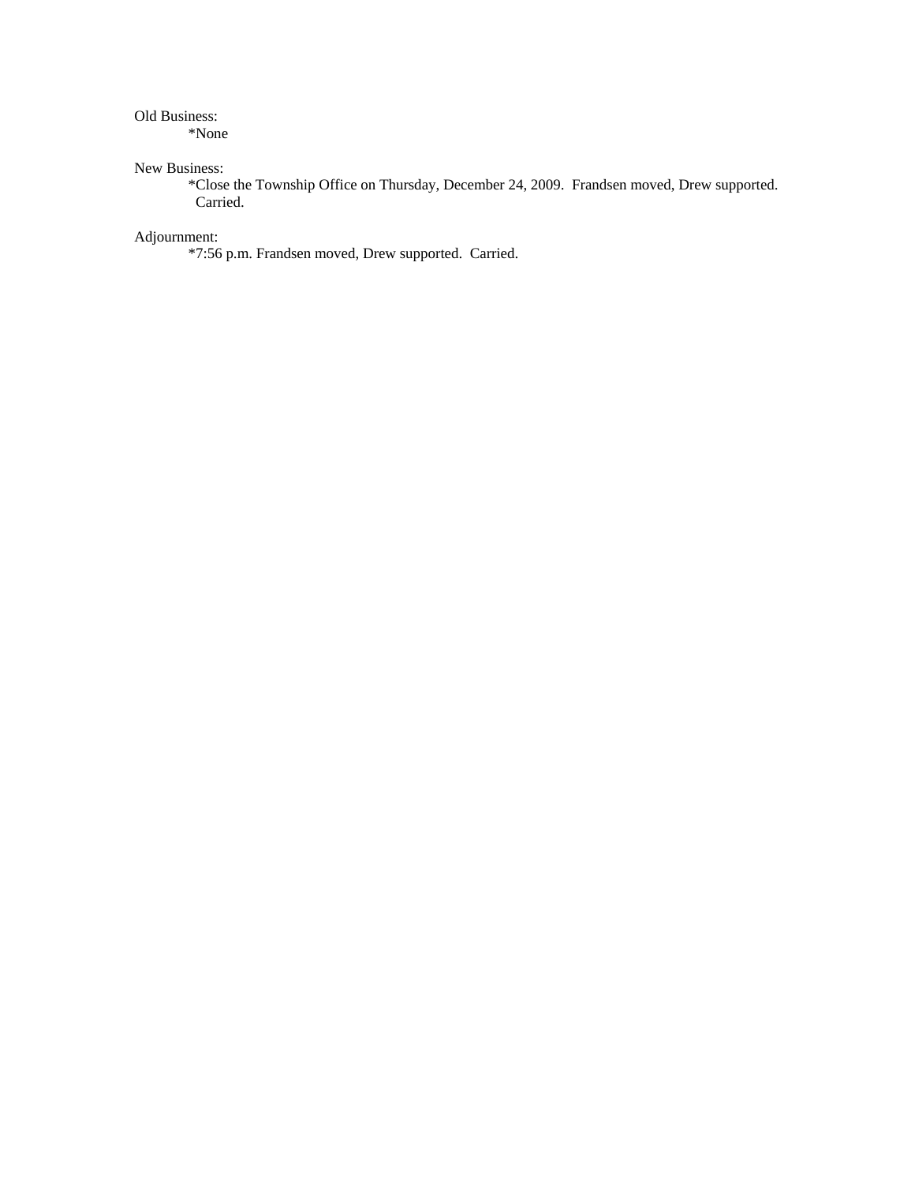Old Business:

*None

New Business:

*Close the Township Office on Thursday, December 24, 2009. Frandsen moved, Drew supported. Carried.

Adjournment:

*7:56 p.m. Frandsen moved, Drew supported. Carried.